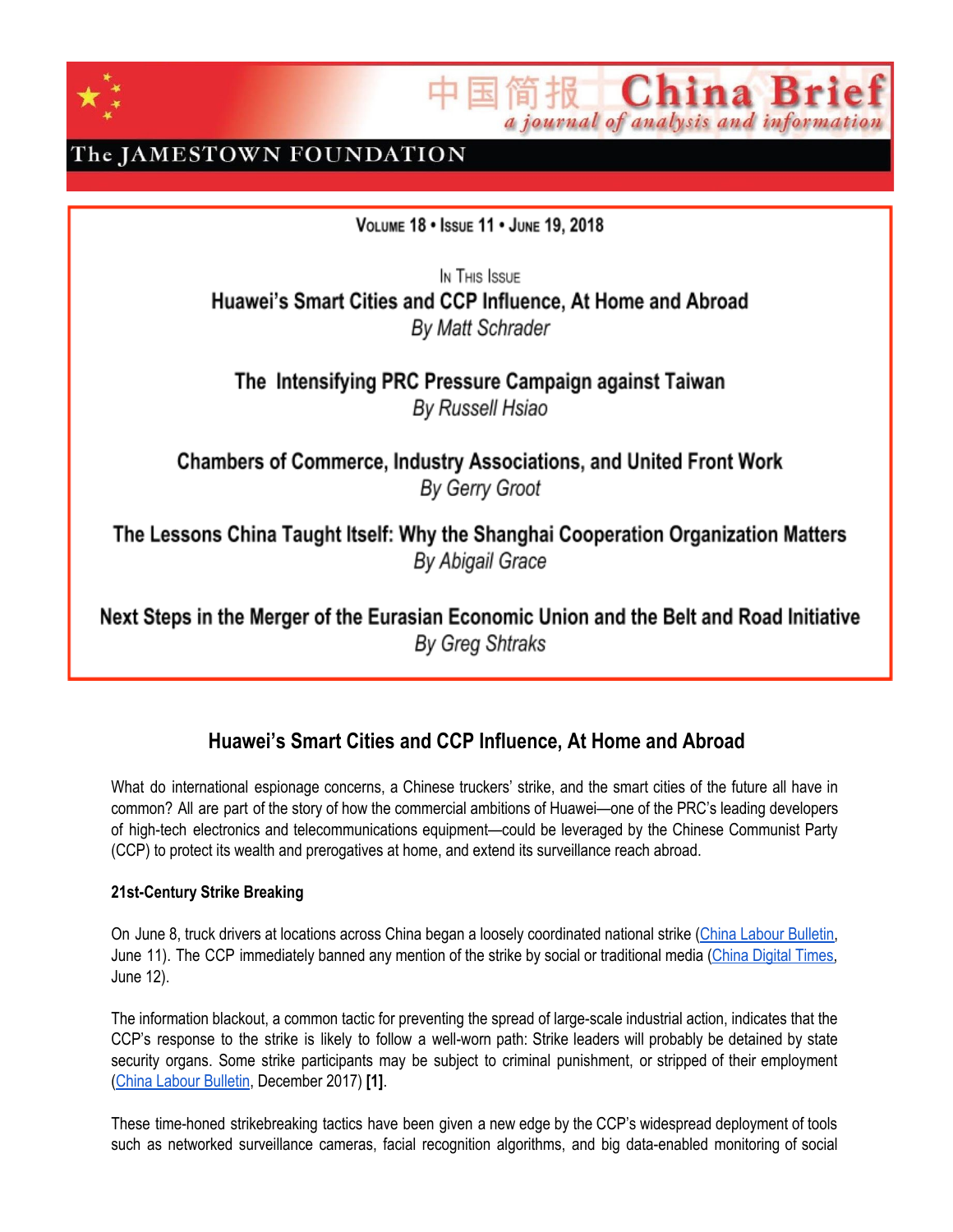# China Brief

中国简报 China Brief — a journal of analysis and information

The JAMESTOWN FOUNDATION

VOLUME 18 • ISSUE 11 • JUNE 19, 2018

IN THIS ISSUE

**Huawei's Smart Cities and CCP Influence, At Home and Abroad**
*By Matt Schrader*

**The Intensifying PRC Pressure Campaign against Taiwan**
*By Russell Hsiao*

**Chambers of Commerce, Industry Associations, and United Front Work**
*By Gerry Groot*

**The Lessons China Taught Itself: Why the Shanghai Cooperation Organization Matters**
*By Abigail Grace*

**Next Steps in the Merger of the Eurasian Economic Union and the Belt and Road Initiative**
*By Greg Shtraks*

## Huawei's Smart Cities and CCP Influence, At Home and Abroad

What do international espionage concerns, a Chinese truckers' strike, and the smart cities of the future all have in common? All are part of the story of how the commercial ambitions of Huawei—one of the PRC's leading developers of high-tech electronics and telecommunications equipment—could be leveraged by the Chinese Communist Party (CCP) to protect its wealth and prerogatives at home, and extend its surveillance reach abroad.

### 21st-Century Strike Breaking

On June 8, truck drivers at locations across China began a loosely coordinated national strike (China Labour Bulletin, June 11). The CCP immediately banned any mention of the strike by social or traditional media (China Digital Times, June 12).

The information blackout, a common tactic for preventing the spread of large-scale industrial action, indicates that the CCP's response to the strike is likely to follow a well-worn path: Strike leaders will probably be detained by state security organs. Some strike participants may be subject to criminal punishment, or stripped of their employment (China Labour Bulletin, December 2017) **[1]**.

These time-honed strikebreaking tactics have been given a new edge by the CCP's widespread deployment of tools such as networked surveillance cameras, facial recognition algorithms, and big data-enabled monitoring of social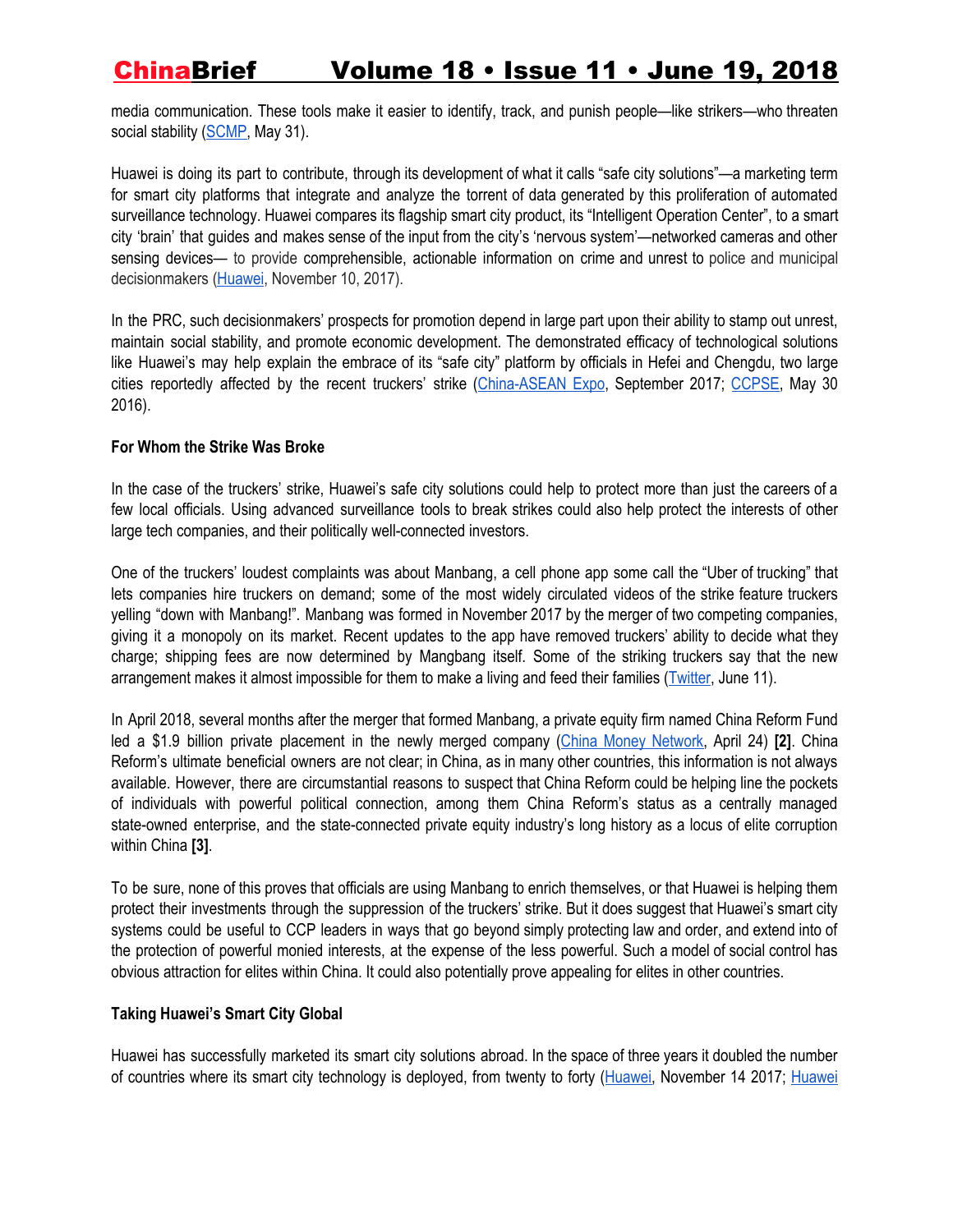media communication. These tools make it easier to identify, track, and punish people—like strikers—who threaten social stability (SCMP, May 31).

Huawei is doing its part to contribute, through its development of what it calls "safe city solutions"—a marketing term for smart city platforms that integrate and analyze the torrent of data generated by this proliferation of automated surveillance technology. Huawei compares its flagship smart city product, its "Intelligent Operation Center", to a smart city 'brain' that guides and makes sense of the input from the city's 'nervous system'—networked cameras and other sensing devices— to provide comprehensible, actionable information on crime and unrest to police and municipal decisionmakers (Huawei, November 10, 2017).

In the PRC, such decisionmakers' prospects for promotion depend in large part upon their ability to stamp out unrest, maintain social stability, and promote economic development. The demonstrated efficacy of technological solutions like Huawei's may help explain the embrace of its "safe city" platform by officials in Hefei and Chengdu, two large cities reportedly affected by the recent truckers' strike (China-ASEAN Expo, September 2017; CCPSE, May 30 2016).

**For Whom the Strike Was Broke**

In the case of the truckers' strike, Huawei's safe city solutions could help to protect more than just the careers of a few local officials. Using advanced surveillance tools to break strikes could also help protect the interests of other large tech companies, and their politically well-connected investors.

One of the truckers' loudest complaints was about Manbang, a cell phone app some call the "Uber of trucking" that lets companies hire truckers on demand; some of the most widely circulated videos of the strike feature truckers yelling "down with Manbang!". Manbang was formed in November 2017 by the merger of two competing companies, giving it a monopoly on its market. Recent updates to the app have removed truckers' ability to decide what they charge; shipping fees are now determined by Mangbang itself. Some of the striking truckers say that the new arrangement makes it almost impossible for them to make a living and feed their families (Twitter, June 11).

In April 2018, several months after the merger that formed Manbang, a private equity firm named China Reform Fund led a $1.9 billion private placement in the newly merged company (China Money Network, April 24) **[2]**. China Reform's ultimate beneficial owners are not clear; in China, as in many other countries, this information is not always available. However, there are circumstantial reasons to suspect that China Reform could be helping line the pockets of individuals with powerful political connection, among them China Reform's status as a centrally managed state-owned enterprise, and the state-connected private equity industry's long history as a locus of elite corruption within China **[3]**.

To be sure, none of this proves that officials are using Manbang to enrich themselves, or that Huawei is helping them protect their investments through the suppression of the truckers' strike. But it does suggest that Huawei's smart city systems could be useful to CCP leaders in ways that go beyond simply protecting law and order, and extend into of the protection of powerful monied interests, at the expense of the less powerful. Such a model of social control has obvious attraction for elites within China. It could also potentially prove appealing for elites in other countries.

**Taking Huawei's Smart City Global**

Huawei has successfully marketed its smart city solutions abroad. In the space of three years it doubled the number of countries where its smart city technology is deployed, from twenty to forty (Huawei, November 14 2017; Huawei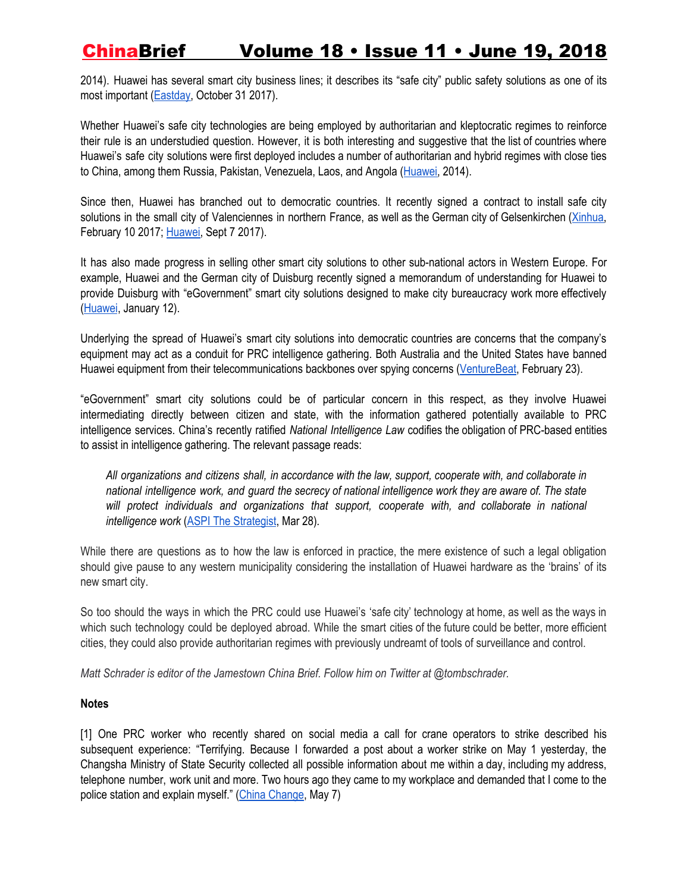2014). Huawei has several smart city business lines; it describes its "safe city" public safety solutions as one of its most important (Eastday, October 31 2017).

Whether Huawei's safe city technologies are being employed by authoritarian and kleptocratic regimes to reinforce their rule is an understudied question. However, it is both interesting and suggestive that the list of countries where Huawei's safe city solutions were first deployed includes a number of authoritarian and hybrid regimes with close ties to China, among them Russia, Pakistan, Venezuela, Laos, and Angola (Huawei, 2014).

Since then, Huawei has branched out to democratic countries. It recently signed a contract to install safe city solutions in the small city of Valenciennes in northern France, as well as the German city of Gelsenkirchen (Xinhua, February 10 2017; Huawei, Sept 7 2017).

It has also made progress in selling other smart city solutions to other sub-national actors in Western Europe. For example, Huawei and the German city of Duisburg recently signed a memorandum of understanding for Huawei to provide Duisburg with "eGovernment" smart city solutions designed to make city bureaucracy work more effectively (Huawei, January 12).

Underlying the spread of Huawei's smart city solutions into democratic countries are concerns that the company's equipment may act as a conduit for PRC intelligence gathering. Both Australia and the United States have banned Huawei equipment from their telecommunications backbones over spying concerns (VentureBeat, February 23).

"eGovernment" smart city solutions could be of particular concern in this respect, as they involve Huawei intermediating directly between citizen and state, with the information gathered potentially available to PRC intelligence services. China's recently ratified *National Intelligence Law* codifies the obligation of PRC-based entities to assist in intelligence gathering. The relevant passage reads:

> *All organizations and citizens shall, in accordance with the law, support, cooperate with, and collaborate in national intelligence work, and guard the secrecy of national intelligence work they are aware of. The state will protect individuals and organizations that support, cooperate with, and collaborate in national intelligence work* (ASPI The Strategist, Mar 28).

While there are questions as to how the law is enforced in practice, the mere existence of such a legal obligation should give pause to any western municipality considering the installation of Huawei hardware as the 'brains' of its new smart city.

So too should the ways in which the PRC could use Huawei's 'safe city' technology at home, as well as the ways in which such technology could be deployed abroad. While the smart cities of the future could be better, more efficient cities, they could also provide authoritarian regimes with previously undreamt of tools of surveillance and control.

*Matt Schrader is editor of the Jamestown China Brief. Follow him on Twitter at @tombschrader.*

**Notes**

[1] One PRC worker who recently shared on social media a call for crane operators to strike described his subsequent experience: "Terrifying. Because I forwarded a post about a worker strike on May 1 yesterday, the Changsha Ministry of State Security collected all possible information about me within a day, including my address, telephone number, work unit and more. Two hours ago they came to my workplace and demanded that I come to the police station and explain myself." (China Change, May 7)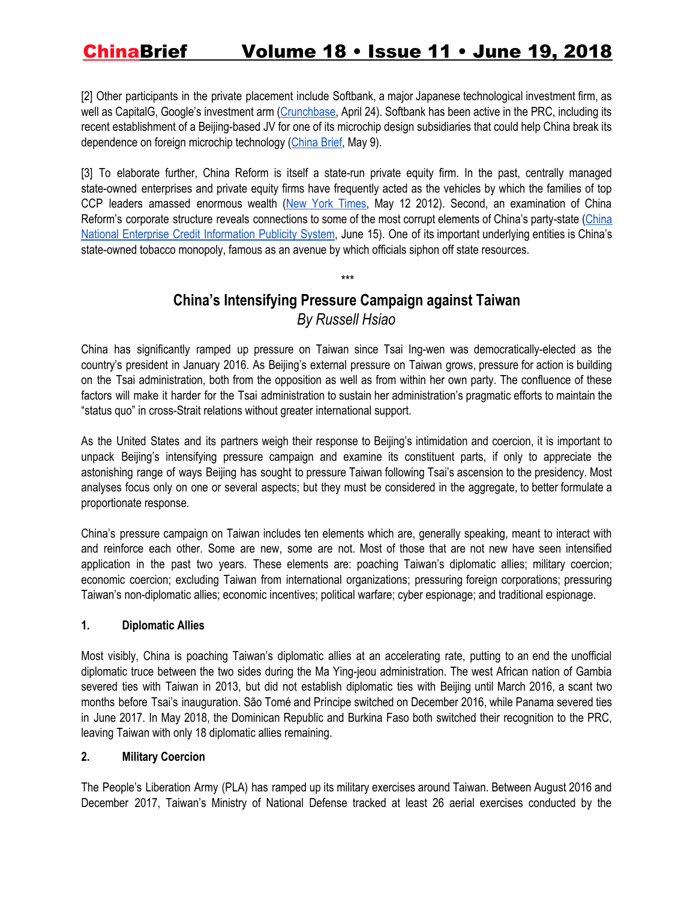[2] Other participants in the private placement include Softbank, a major Japanese technological investment firm, as well as CapitalG, Google's investment arm (Crunchbase, April 24). Softbank has been active in the PRC, including its recent establishment of a Beijing-based JV for one of its microchip design subsidiaries that could help China break its dependence on foreign microchip technology (China Brief, May 9).

[3] To elaborate further, China Reform is itself a state-run private equity firm. In the past, centrally managed state-owned enterprises and private equity firms have frequently acted as the vehicles by which the families of top CCP leaders amassed enormous wealth (New York Times, May 12 2012). Second, an examination of China Reform's corporate structure reveals connections to some of the most corrupt elements of China's party-state (China National Enterprise Credit Information Publicity System, June 15). One of its important underlying entities is China's state-owned tobacco monopoly, famous as an avenue by which officials siphon off state resources.

***

## China's Intensifying Pressure Campaign against Taiwan

*By Russell Hsiao*

China has significantly ramped up pressure on Taiwan since Tsai Ing-wen was democratically-elected as the country's president in January 2016. As Beijing's external pressure on Taiwan grows, pressure for action is building on the Tsai administration, both from the opposition as well as from within her own party. The confluence of these factors will make it harder for the Tsai administration to sustain her administration's pragmatic efforts to maintain the "status quo" in cross-Strait relations without greater international support.

As the United States and its partners weigh their response to Beijing's intimidation and coercion, it is important to unpack Beijing's intensifying pressure campaign and examine its constituent parts, if only to appreciate the astonishing range of ways Beijing has sought to pressure Taiwan following Tsai's ascension to the presidency. Most analyses focus only on one or several aspects; but they must be considered in the aggregate, to better formulate a proportionate response.

China's pressure campaign on Taiwan includes ten elements which are, generally speaking, meant to interact with and reinforce each other. Some are new, some are not. Most of those that are not new have seen intensified application in the past two years. These elements are: poaching Taiwan's diplomatic allies; military coercion; economic coercion; excluding Taiwan from international organizations; pressuring foreign corporations; pressuring Taiwan's non-diplomatic allies; economic incentives; political warfare; cyber espionage; and traditional espionage.

### 1. Diplomatic Allies

Most visibly, China is poaching Taiwan's diplomatic allies at an accelerating rate, putting to an end the unofficial diplomatic truce between the two sides during the Ma Ying-jeou administration. The west African nation of Gambia severed ties with Taiwan in 2013, but did not establish diplomatic ties with Beijing until March 2016, a scant two months before Tsai's inauguration. São Tomé and Príncipe switched on December 2016, while Panama severed ties in June 2017. In May 2018, the Dominican Republic and Burkina Faso both switched their recognition to the PRC, leaving Taiwan with only 18 diplomatic allies remaining.

### 2. Military Coercion

The People's Liberation Army (PLA) has ramped up its military exercises around Taiwan. Between August 2016 and December 2017, Taiwan's Ministry of National Defense tracked at least 26 aerial exercises conducted by the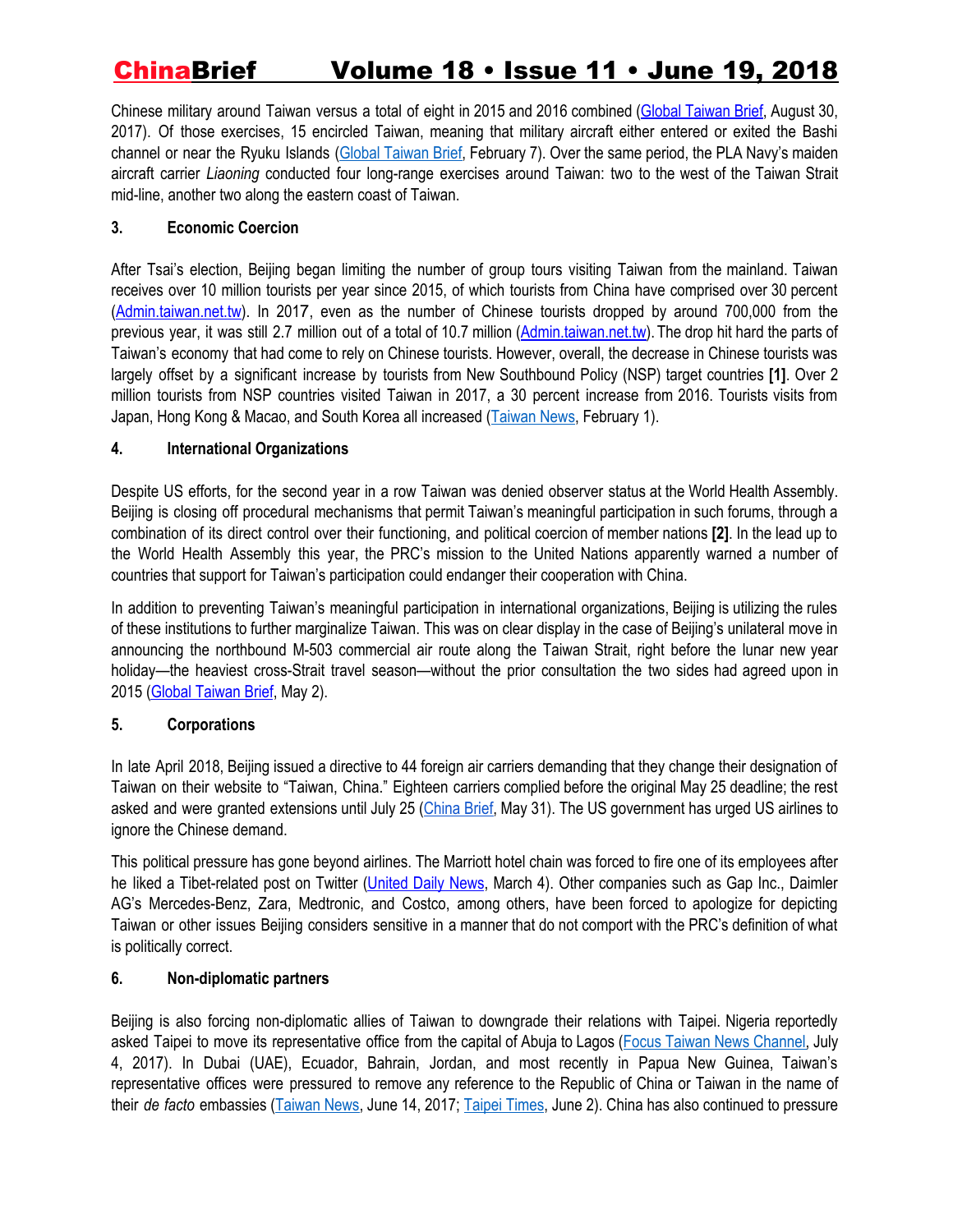Chinese military around Taiwan versus a total of eight in 2015 and 2016 combined (Global Taiwan Brief, August 30, 2017). Of those exercises, 15 encircled Taiwan, meaning that military aircraft either entered or exited the Bashi channel or near the Ryuku Islands (Global Taiwan Brief, February 7). Over the same period, the PLA Navy's maiden aircraft carrier *Liaoning* conducted four long-range exercises around Taiwan: two to the west of the Taiwan Strait mid-line, another two along the eastern coast of Taiwan.

**3. Economic Coercion**

After Tsai's election, Beijing began limiting the number of group tours visiting Taiwan from the mainland. Taiwan receives over 10 million tourists per year since 2015, of which tourists from China have comprised over 30 percent (Admin.taiwan.net.tw). In 2017, even as the number of Chinese tourists dropped by around 700,000 from the previous year, it was still 2.7 million out of a total of 10.7 million (Admin.taiwan.net.tw). The drop hit hard the parts of Taiwan's economy that had come to rely on Chinese tourists. However, overall, the decrease in Chinese tourists was largely offset by a significant increase by tourists from New Southbound Policy (NSP) target countries **[1]**. Over 2 million tourists from NSP countries visited Taiwan in 2017, a 30 percent increase from 2016. Tourists visits from Japan, Hong Kong & Macao, and South Korea all increased (Taiwan News, February 1).

**4. International Organizations**

Despite US efforts, for the second year in a row Taiwan was denied observer status at the World Health Assembly. Beijing is closing off procedural mechanisms that permit Taiwan's meaningful participation in such forums, through a combination of its direct control over their functioning, and political coercion of member nations **[2]**. In the lead up to the World Health Assembly this year, the PRC's mission to the United Nations apparently warned a number of countries that support for Taiwan's participation could endanger their cooperation with China.

In addition to preventing Taiwan's meaningful participation in international organizations, Beijing is utilizing the rules of these institutions to further marginalize Taiwan. This was on clear display in the case of Beijing's unilateral move in announcing the northbound M-503 commercial air route along the Taiwan Strait, right before the lunar new year holiday—the heaviest cross-Strait travel season—without the prior consultation the two sides had agreed upon in 2015 (Global Taiwan Brief, May 2).

**5. Corporations**

In late April 2018, Beijing issued a directive to 44 foreign air carriers demanding that they change their designation of Taiwan on their website to "Taiwan, China." Eighteen carriers complied before the original May 25 deadline; the rest asked and were granted extensions until July 25 (China Brief, May 31). The US government has urged US airlines to ignore the Chinese demand.

This political pressure has gone beyond airlines. The Marriott hotel chain was forced to fire one of its employees after he liked a Tibet-related post on Twitter (United Daily News, March 4). Other companies such as Gap Inc., Daimler AG's Mercedes-Benz, Zara, Medtronic, and Costco, among others, have been forced to apologize for depicting Taiwan or other issues Beijing considers sensitive in a manner that do not comport with the PRC's definition of what is politically correct.

**6. Non-diplomatic partners**

Beijing is also forcing non-diplomatic allies of Taiwan to downgrade their relations with Taipei. Nigeria reportedly asked Taipei to move its representative office from the capital of Abuja to Lagos (Focus Taiwan News Channel, July 4, 2017). In Dubai (UAE), Ecuador, Bahrain, Jordan, and most recently in Papua New Guinea, Taiwan's representative offices were pressured to remove any reference to the Republic of China or Taiwan in the name of their *de facto* embassies (Taiwan News, June 14, 2017; Taipei Times, June 2). China has also continued to pressure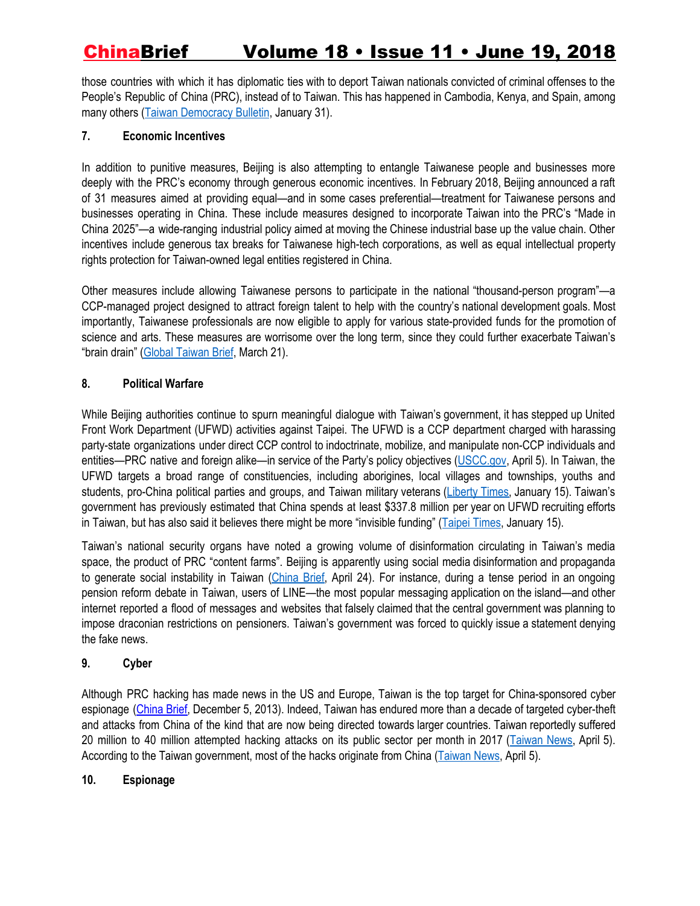those countries with which it has diplomatic ties with to deport Taiwan nationals convicted of criminal offenses to the People's Republic of China (PRC), instead of to Taiwan. This has happened in Cambodia, Kenya, and Spain, among many others (Taiwan Democracy Bulletin, January 31).

### 7. Economic Incentives

In addition to punitive measures, Beijing is also attempting to entangle Taiwanese people and businesses more deeply with the PRC's economy through generous economic incentives. In February 2018, Beijing announced a raft of 31 measures aimed at providing equal—and in some cases preferential—treatment for Taiwanese persons and businesses operating in China. These include measures designed to incorporate Taiwan into the PRC's "Made in China 2025"—a wide-ranging industrial policy aimed at moving the Chinese industrial base up the value chain. Other incentives include generous tax breaks for Taiwanese high-tech corporations, as well as equal intellectual property rights protection for Taiwan-owned legal entities registered in China.

Other measures include allowing Taiwanese persons to participate in the national "thousand-person program"—a CCP-managed project designed to attract foreign talent to help with the country's national development goals. Most importantly, Taiwanese professionals are now eligible to apply for various state-provided funds for the promotion of science and arts. These measures are worrisome over the long term, since they could further exacerbate Taiwan's "brain drain" (Global Taiwan Brief, March 21).

### 8. Political Warfare

While Beijing authorities continue to spurn meaningful dialogue with Taiwan's government, it has stepped up United Front Work Department (UFWD) activities against Taipei. The UFWD is a CCP department charged with harassing party-state organizations under direct CCP control to indoctrinate, mobilize, and manipulate non-CCP individuals and entities—PRC native and foreign alike—in service of the Party's policy objectives (USCC.gov, April 5). In Taiwan, the UFWD targets a broad range of constituencies, including aborigines, local villages and townships, youths and students, pro-China political parties and groups, and Taiwan military veterans (Liberty Times, January 15). Taiwan's government has previously estimated that China spends at least $337.8 million per year on UFWD recruiting efforts in Taiwan, but has also said it believes there might be more "invisible funding" (Taipei Times, January 15).

Taiwan's national security organs have noted a growing volume of disinformation circulating in Taiwan's media space, the product of PRC "content farms". Beijing is apparently using social media disinformation and propaganda to generate social instability in Taiwan (China Brief, April 24). For instance, during a tense period in an ongoing pension reform debate in Taiwan, users of LINE—the most popular messaging application on the island—and other internet reported a flood of messages and websites that falsely claimed that the central government was planning to impose draconian restrictions on pensioners. Taiwan's government was forced to quickly issue a statement denying the fake news.

### 9. Cyber

Although PRC hacking has made news in the US and Europe, Taiwan is the top target for China-sponsored cyber espionage (China Brief, December 5, 2013). Indeed, Taiwan has endured more than a decade of targeted cyber-theft and attacks from China of the kind that are now being directed towards larger countries. Taiwan reportedly suffered 20 million to 40 million attempted hacking attacks on its public sector per month in 2017 (Taiwan News, April 5). According to the Taiwan government, most of the hacks originate from China (Taiwan News, April 5).

### 10. Espionage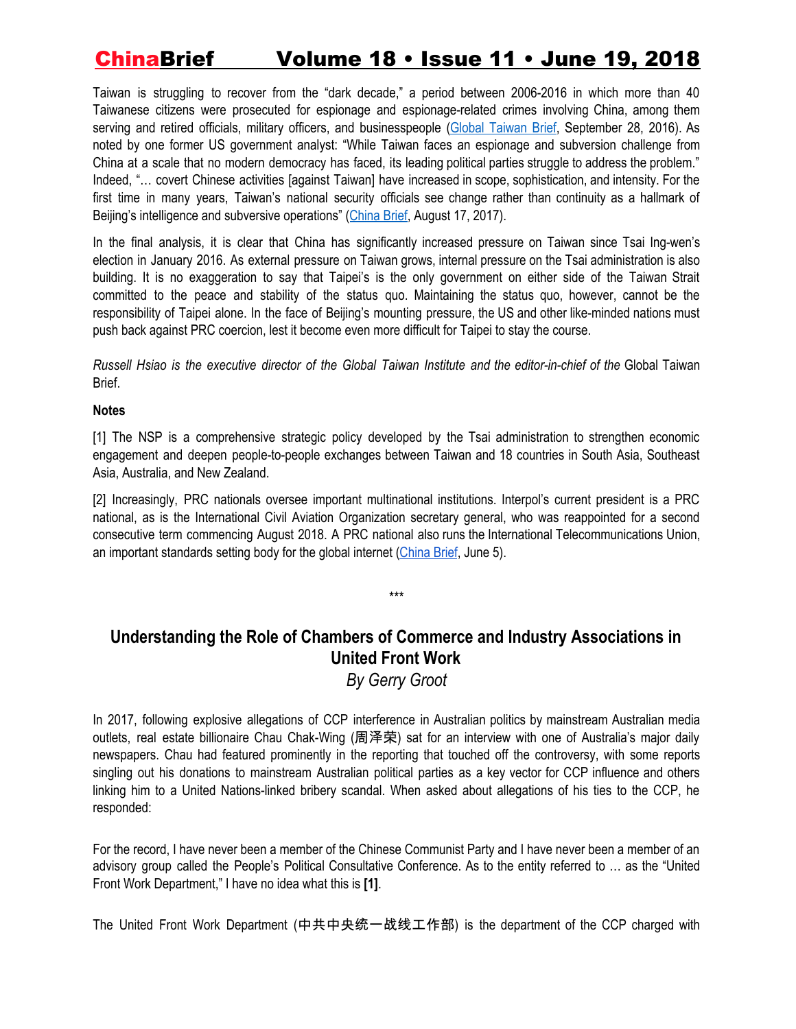Taiwan is struggling to recover from the "dark decade," a period between 2006-2016 in which more than 40 Taiwanese citizens were prosecuted for espionage and espionage-related crimes involving China, among them serving and retired officials, military officers, and businesspeople (Global Taiwan Brief, September 28, 2016). As noted by one former US government analyst: "While Taiwan faces an espionage and subversion challenge from China at a scale that no modern democracy has faced, its leading political parties struggle to address the problem." Indeed, "… covert Chinese activities [against Taiwan] have increased in scope, sophistication, and intensity. For the first time in many years, Taiwan's national security officials see change rather than continuity as a hallmark of Beijing's intelligence and subversive operations" (China Brief, August 17, 2017).

In the final analysis, it is clear that China has significantly increased pressure on Taiwan since Tsai Ing-wen's election in January 2016. As external pressure on Taiwan grows, internal pressure on the Tsai administration is also building. It is no exaggeration to say that Taipei's is the only government on either side of the Taiwan Strait committed to the peace and stability of the status quo. Maintaining the status quo, however, cannot be the responsibility of Taipei alone. In the face of Beijing's mounting pressure, the US and other like-minded nations must push back against PRC coercion, lest it become even more difficult for Taipei to stay the course.

*Russell Hsiao is the executive director of the Global Taiwan Institute and the editor-in-chief of the* Global Taiwan Brief.

**Notes**

[1] The NSP is a comprehensive strategic policy developed by the Tsai administration to strengthen economic engagement and deepen people-to-people exchanges between Taiwan and 18 countries in South Asia, Southeast Asia, Australia, and New Zealand.

[2] Increasingly, PRC nationals oversee important multinational institutions. Interpol's current president is a PRC national, as is the International Civil Aviation Organization secretary general, who was reappointed for a second consecutive term commencing August 2018. A PRC national also runs the International Telecommunications Union, an important standards setting body for the global internet (China Brief, June 5).

\*\*\*

## Understanding the Role of Chambers of Commerce and Industry Associations in United Front Work

*By Gerry Groot*

In 2017, following explosive allegations of CCP interference in Australian politics by mainstream Australian media outlets, real estate billionaire Chau Chak-Wing (周泽荣) sat for an interview with one of Australia's major daily newspapers. Chau had featured prominently in the reporting that touched off the controversy, with some reports singling out his donations to mainstream Australian political parties as a key vector for CCP influence and others linking him to a United Nations-linked bribery scandal. When asked about allegations of his ties to the CCP, he responded:

For the record, I have never been a member of the Chinese Communist Party and I have never been a member of an advisory group called the People's Political Consultative Conference. As to the entity referred to … as the "United Front Work Department," I have no idea what this is **[1]**.

The United Front Work Department (中共中央统一战线工作部) is the department of the CCP charged with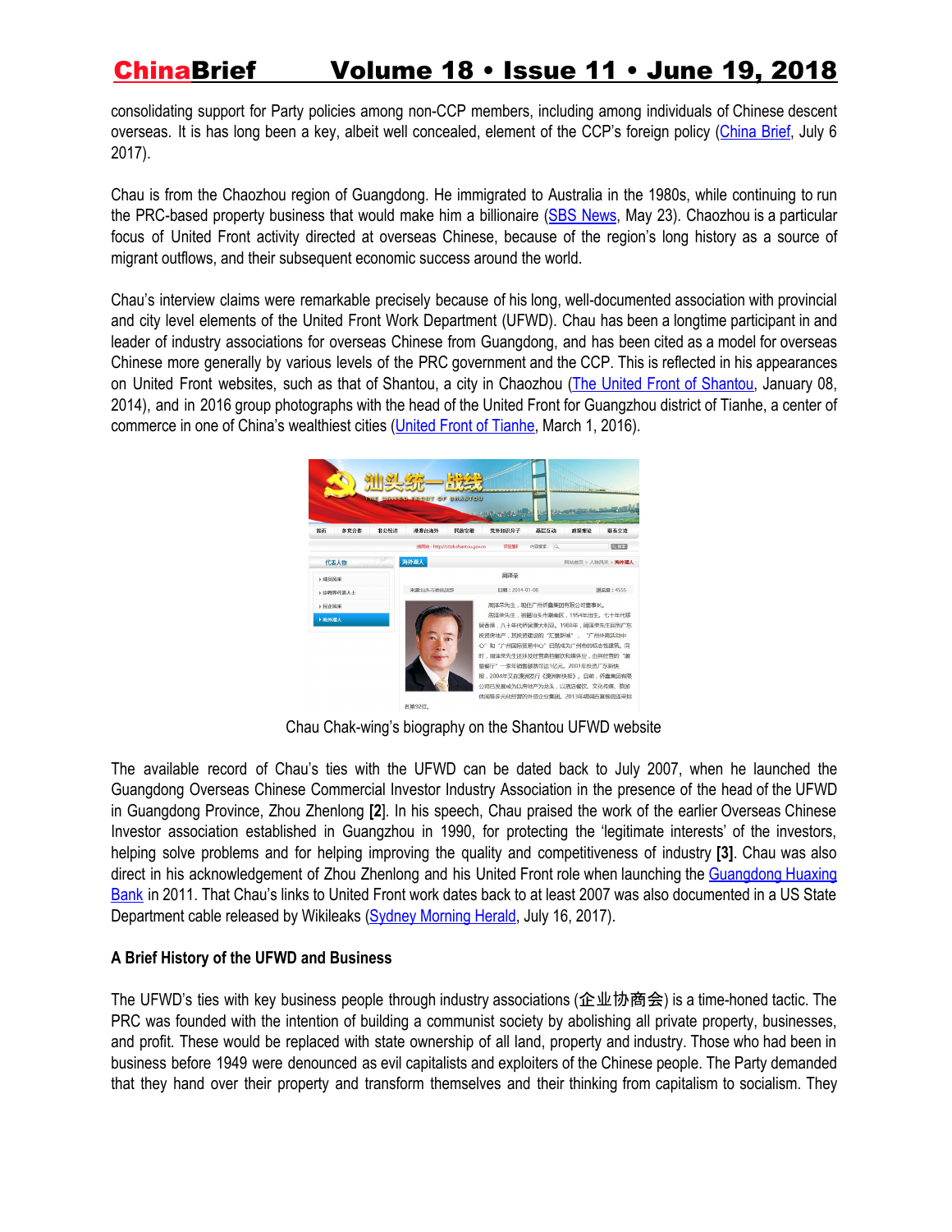consolidating support for Party policies among non-CCP members, including among individuals of Chinese descent overseas. It is has long been a key, albeit well concealed, element of the CCP's foreign policy (China Brief, July 6 2017).

Chau is from the Chaozhou region of Guangdong. He immigrated to Australia in the 1980s, while continuing to run the PRC-based property business that would make him a billionaire (SBS News, May 23). Chaozhou is a particular focus of United Front activity directed at overseas Chinese, because of the region's long history as a source of migrant outflows, and their subsequent economic success around the world.

Chau's interview claims were remarkable precisely because of his long, well-documented association with provincial and city level elements of the United Front Work Department (UFWD). Chau has been a longtime participant in and leader of industry associations for overseas Chinese from Guangdong, and has been cited as a model for overseas Chinese more generally by various levels of the PRC government and the CCP. This is reflected in his appearances on United Front websites, such as that of Shantou, a city in Chaozhou (The United Front of Shantou, January 08, 2014), and in 2016 group photographs with the head of the United Front for Guangzhou district of Tianhe, a center of commerce in one of China's wealthiest cities (United Front of Tianhe, March 1, 2016).

Chau Chak-wing's biography on the Shantou UFWD website

The available record of Chau's ties with the UFWD can be dated back to July 2007, when he launched the Guangdong Overseas Chinese Commercial Investor Industry Association in the presence of the head of the UFWD in Guangdong Province, Zhou Zhenlong **[2]**. In his speech, Chau praised the work of the earlier Overseas Chinese Investor association established in Guangzhou in 1990, for protecting the 'legitimate interests' of the investors, helping solve problems and for helping improving the quality and competitiveness of industry **[3]**. Chau was also direct in his acknowledgement of Zhou Zhenlong and his United Front role when launching the Guangdong Huaxing Bank in 2011. That Chau's links to United Front work dates back to at least 2007 was also documented in a US State Department cable released by Wikileaks (Sydney Morning Herald, July 16, 2017).

**A Brief History of the UFWD and Business**

The UFWD's ties with key business people through industry associations (企业协商会) is a time-honed tactic. The PRC was founded with the intention of building a communist society by abolishing all private property, businesses, and profit. These would be replaced with state ownership of all land, property and industry. Those who had been in business before 1949 were denounced as evil capitalists and exploiters of the Chinese people. The Party demanded that they hand over their property and transform themselves and their thinking from capitalism to socialism. They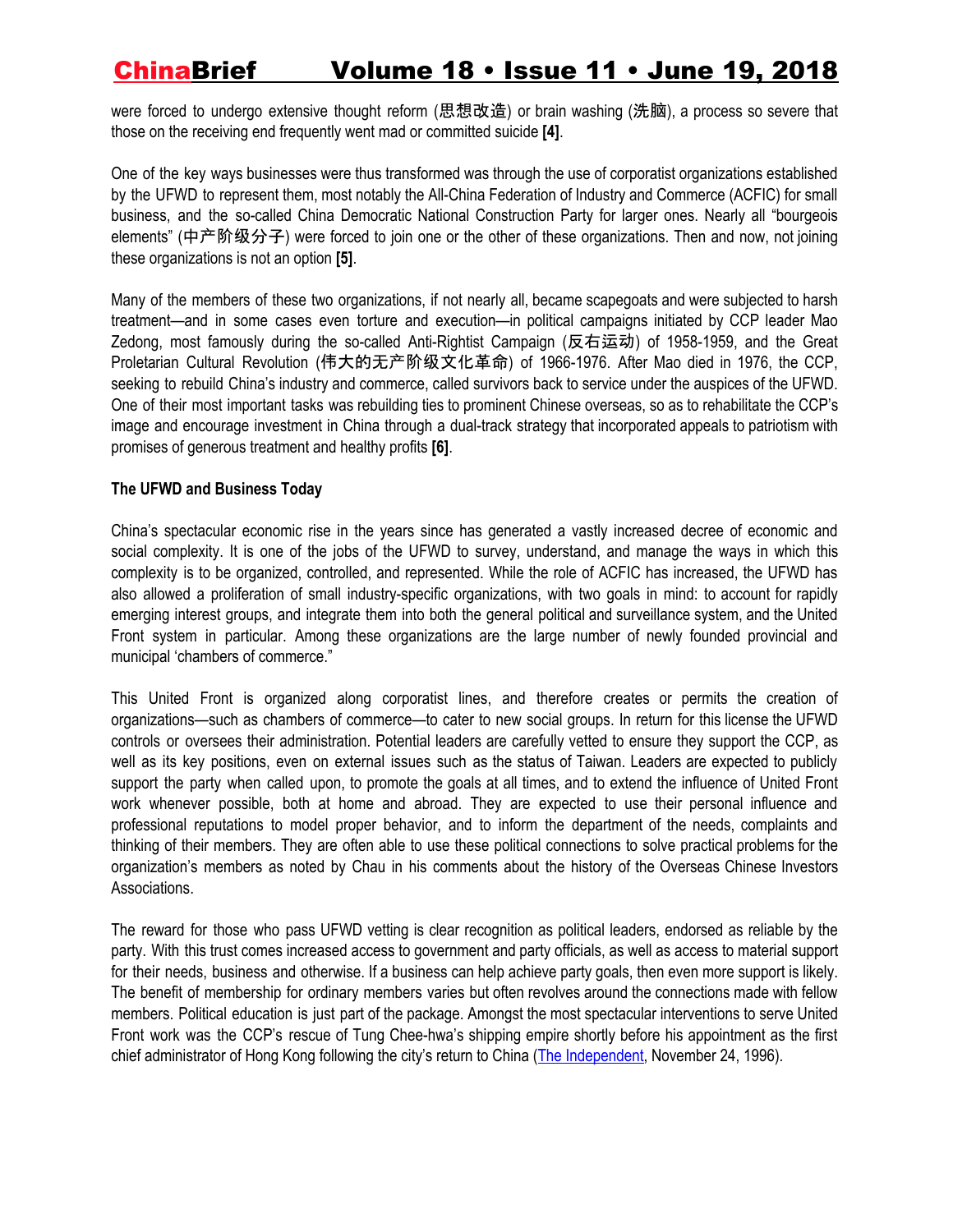were forced to undergo extensive thought reform (思想改造) or brain washing (洗脑), a process so severe that those on the receiving end frequently went mad or committed suicide **[4]**.

One of the key ways businesses were thus transformed was through the use of corporatist organizations established by the UFWD to represent them, most notably the All-China Federation of Industry and Commerce (ACFIC) for small business, and the so-called China Democratic National Construction Party for larger ones. Nearly all "bourgeois elements" (中产阶级分子) were forced to join one or the other of these organizations. Then and now, not joining these organizations is not an option **[5]**.

Many of the members of these two organizations, if not nearly all, became scapegoats and were subjected to harsh treatment—and in some cases even torture and execution—in political campaigns initiated by CCP leader Mao Zedong, most famously during the so-called Anti-Rightist Campaign (反右运动) of 1958-1959, and the Great Proletarian Cultural Revolution (伟大的无产阶级文化革命) of 1966-1976. After Mao died in 1976, the CCP, seeking to rebuild China's industry and commerce, called survivors back to service under the auspices of the UFWD. One of their most important tasks was rebuilding ties to prominent Chinese overseas, so as to rehabilitate the CCP's image and encourage investment in China through a dual-track strategy that incorporated appeals to patriotism with promises of generous treatment and healthy profits **[6]**.

**The UFWD and Business Today**

China's spectacular economic rise in the years since has generated a vastly increased decree of economic and social complexity. It is one of the jobs of the UFWD to survey, understand, and manage the ways in which this complexity is to be organized, controlled, and represented. While the role of ACFIC has increased, the UFWD has also allowed a proliferation of small industry-specific organizations, with two goals in mind: to account for rapidly emerging interest groups, and integrate them into both the general political and surveillance system, and the United Front system in particular. Among these organizations are the large number of newly founded provincial and municipal 'chambers of commerce."

This United Front is organized along corporatist lines, and therefore creates or permits the creation of organizations—such as chambers of commerce—to cater to new social groups. In return for this license the UFWD controls or oversees their administration. Potential leaders are carefully vetted to ensure they support the CCP, as well as its key positions, even on external issues such as the status of Taiwan. Leaders are expected to publicly support the party when called upon, to promote the goals at all times, and to extend the influence of United Front work whenever possible, both at home and abroad. They are expected to use their personal influence and professional reputations to model proper behavior, and to inform the department of the needs, complaints and thinking of their members. They are often able to use these political connections to solve practical problems for the organization's members as noted by Chau in his comments about the history of the Overseas Chinese Investors Associations.

The reward for those who pass UFWD vetting is clear recognition as political leaders, endorsed as reliable by the party. With this trust comes increased access to government and party officials, as well as access to material support for their needs, business and otherwise. If a business can help achieve party goals, then even more support is likely. The benefit of membership for ordinary members varies but often revolves around the connections made with fellow members. Political education is just part of the package. Amongst the most spectacular interventions to serve United Front work was the CCP's rescue of Tung Chee-hwa's shipping empire shortly before his appointment as the first chief administrator of Hong Kong following the city's return to China (The Independent, November 24, 1996).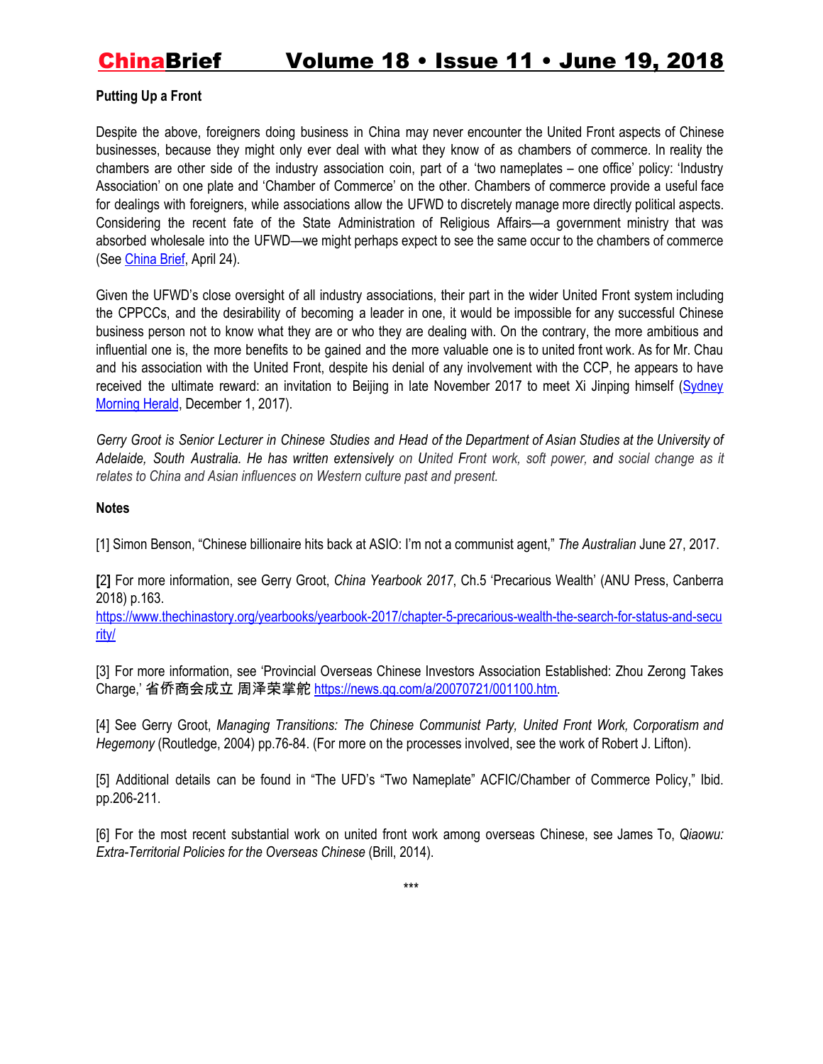**Putting Up a Front**

Despite the above, foreigners doing business in China may never encounter the United Front aspects of Chinese businesses, because they might only ever deal with what they know of as chambers of commerce. In reality the chambers are other side of the industry association coin, part of a 'two nameplates – one office' policy: 'Industry Association' on one plate and 'Chamber of Commerce' on the other. Chambers of commerce provide a useful face for dealings with foreigners, while associations allow the UFWD to discretely manage more directly political aspects. Considering the recent fate of the State Administration of Religious Affairs—a government ministry that was absorbed wholesale into the UFWD—we might perhaps expect to see the same occur to the chambers of commerce (See China Brief, April 24).

Given the UFWD's close oversight of all industry associations, their part in the wider United Front system including the CPPCCs, and the desirability of becoming a leader in one, it would be impossible for any successful Chinese business person not to know what they are or who they are dealing with. On the contrary, the more ambitious and influential one is, the more benefits to be gained and the more valuable one is to united front work. As for Mr. Chau and his association with the United Front, despite his denial of any involvement with the CCP, he appears to have received the ultimate reward: an invitation to Beijing in late November 2017 to meet Xi Jinping himself (Sydney Morning Herald, December 1, 2017).

*Gerry Groot is Senior Lecturer in Chinese Studies and Head of the Department of Asian Studies at the University of Adelaide, South Australia. He has written extensively on United Front work, soft power, and social change as it relates to China and Asian influences on Western culture past and present.*

**Notes**

[1] Simon Benson, "Chinese billionaire hits back at ASIO: I'm not a communist agent," *The Australian* June 27, 2017.

**[2]** For more information, see Gerry Groot, *China Yearbook 2017*, Ch.5 'Precarious Wealth' (ANU Press, Canberra 2018) p.163.
https://www.thechinastory.org/yearbooks/yearbook-2017/chapter-5-precarious-wealth-the-search-for-status-and-security/

[3] For more information, see 'Provincial Overseas Chinese Investors Association Established: Zhou Zerong Takes Charge,' 省侨商会成立 周泽荣掌舵 https://news.qq.com/a/20070721/001100.htm.

[4] See Gerry Groot, *Managing Transitions: The Chinese Communist Party, United Front Work, Corporatism and Hegemony* (Routledge, 2004) pp.76-84. (For more on the processes involved, see the work of Robert J. Lifton).

[5] Additional details can be found in "The UFD's "Two Nameplate" ACFIC/Chamber of Commerce Policy," Ibid. pp.206-211.

[6] For the most recent substantial work on united front work among overseas Chinese, see James To, *Qiaowu: Extra-Territorial Policies for the Overseas Chinese* (Brill, 2014).

***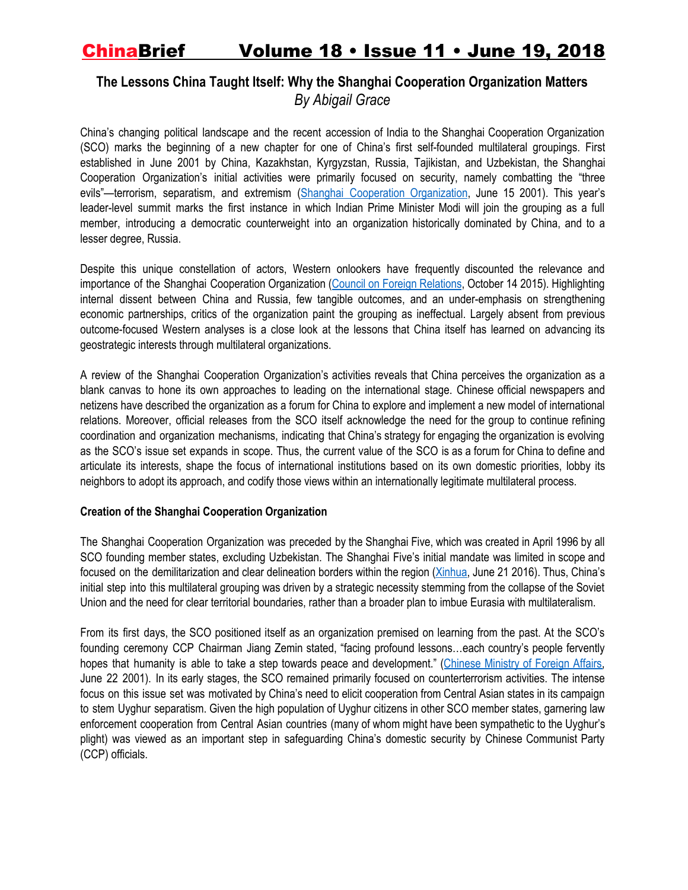## The Lessons China Taught Itself: Why the Shanghai Cooperation Organization Matters

*By Abigail Grace*

China's changing political landscape and the recent accession of India to the Shanghai Cooperation Organization (SCO) marks the beginning of a new chapter for one of China's first self-founded multilateral groupings. First established in June 2001 by China, Kazakhstan, Kyrgyzstan, Russia, Tajikistan, and Uzbekistan, the Shanghai Cooperation Organization's initial activities were primarily focused on security, namely combatting the "three evils"—terrorism, separatism, and extremism (Shanghai Cooperation Organization, June 15 2001). This year's leader-level summit marks the first instance in which Indian Prime Minister Modi will join the grouping as a full member, introducing a democratic counterweight into an organization historically dominated by China, and to a lesser degree, Russia.

Despite this unique constellation of actors, Western onlookers have frequently discounted the relevance and importance of the Shanghai Cooperation Organization (Council on Foreign Relations, October 14 2015). Highlighting internal dissent between China and Russia, few tangible outcomes, and an under-emphasis on strengthening economic partnerships, critics of the organization paint the grouping as ineffectual. Largely absent from previous outcome-focused Western analyses is a close look at the lessons that China itself has learned on advancing its geostrategic interests through multilateral organizations.

A review of the Shanghai Cooperation Organization's activities reveals that China perceives the organization as a blank canvas to hone its own approaches to leading on the international stage. Chinese official newspapers and netizens have described the organization as a forum for China to explore and implement a new model of international relations. Moreover, official releases from the SCO itself acknowledge the need for the group to continue refining coordination and organization mechanisms, indicating that China's strategy for engaging the organization is evolving as the SCO's issue set expands in scope. Thus, the current value of the SCO is as a forum for China to define and articulate its interests, shape the focus of international institutions based on its own domestic priorities, lobby its neighbors to adopt its approach, and codify those views within an internationally legitimate multilateral process.

**Creation of the Shanghai Cooperation Organization**

The Shanghai Cooperation Organization was preceded by the Shanghai Five, which was created in April 1996 by all SCO founding member states, excluding Uzbekistan. The Shanghai Five's initial mandate was limited in scope and focused on the demilitarization and clear delineation borders within the region (Xinhua, June 21 2016). Thus, China's initial step into this multilateral grouping was driven by a strategic necessity stemming from the collapse of the Soviet Union and the need for clear territorial boundaries, rather than a broader plan to imbue Eurasia with multilateralism.

From its first days, the SCO positioned itself as an organization premised on learning from the past. At the SCO's founding ceremony CCP Chairman Jiang Zemin stated, "facing profound lessons…each country's people fervently hopes that humanity is able to take a step towards peace and development." (Chinese Ministry of Foreign Affairs, June 22 2001). In its early stages, the SCO remained primarily focused on counterterrorism activities. The intense focus on this issue set was motivated by China's need to elicit cooperation from Central Asian states in its campaign to stem Uyghur separatism. Given the high population of Uyghur citizens in other SCO member states, garnering law enforcement cooperation from Central Asian countries (many of whom might have been sympathetic to the Uyghur's plight) was viewed as an important step in safeguarding China's domestic security by Chinese Communist Party (CCP) officials.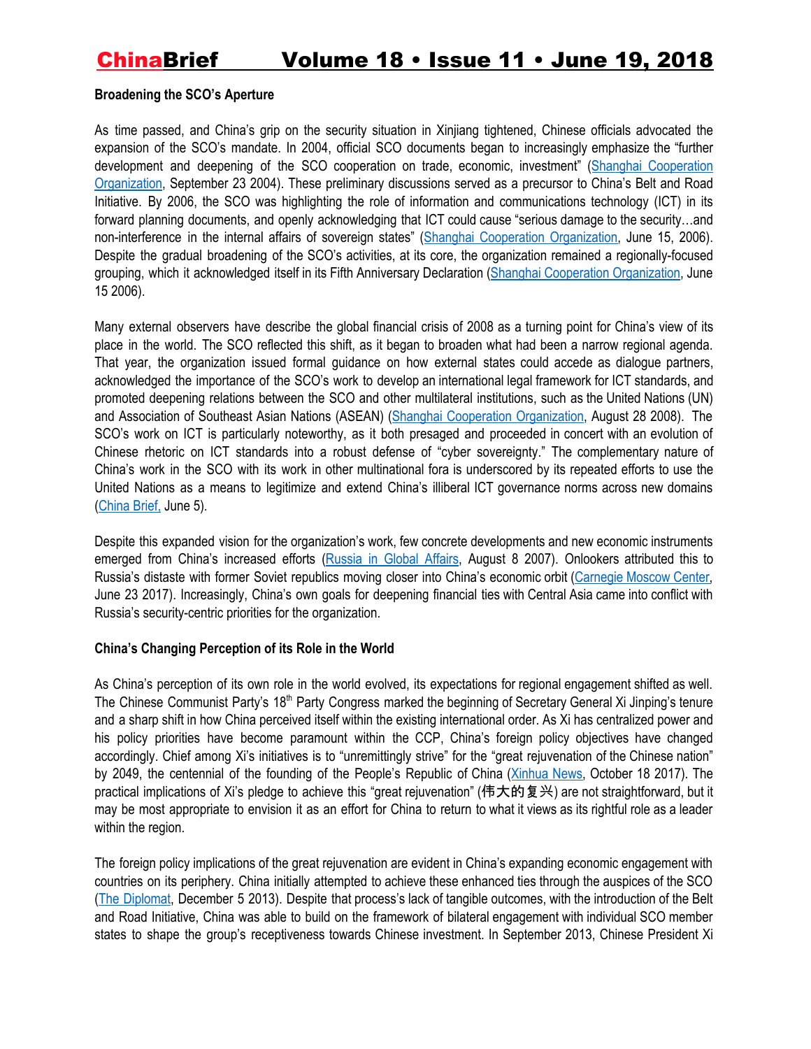**Broadening the SCO's Aperture**

As time passed, and China's grip on the security situation in Xinjiang tightened, Chinese officials advocated the expansion of the SCO's mandate. In 2004, official SCO documents began to increasingly emphasize the "further development and deepening of the SCO cooperation on trade, economic, investment" (Shanghai Cooperation Organization, September 23 2004). These preliminary discussions served as a precursor to China's Belt and Road Initiative. By 2006, the SCO was highlighting the role of information and communications technology (ICT) in its forward planning documents, and openly acknowledging that ICT could cause "serious damage to the security…and non-interference in the internal affairs of sovereign states" (Shanghai Cooperation Organization, June 15, 2006). Despite the gradual broadening of the SCO's activities, at its core, the organization remained a regionally-focused grouping, which it acknowledged itself in its Fifth Anniversary Declaration (Shanghai Cooperation Organization, June 15 2006).

Many external observers have describe the global financial crisis of 2008 as a turning point for China's view of its place in the world. The SCO reflected this shift, as it began to broaden what had been a narrow regional agenda. That year, the organization issued formal guidance on how external states could accede as dialogue partners, acknowledged the importance of the SCO's work to develop an international legal framework for ICT standards, and promoted deepening relations between the SCO and other multilateral institutions, such as the United Nations (UN) and Association of Southeast Asian Nations (ASEAN) (Shanghai Cooperation Organization, August 28 2008). The SCO's work on ICT is particularly noteworthy, as it both presaged and proceeded in concert with an evolution of Chinese rhetoric on ICT standards into a robust defense of "cyber sovereignty." The complementary nature of China's work in the SCO with its work in other multinational fora is underscored by its repeated efforts to use the United Nations as a means to legitimize and extend China's illiberal ICT governance norms across new domains (China Brief, June 5).

Despite this expanded vision for the organization's work, few concrete developments and new economic instruments emerged from China's increased efforts (Russia in Global Affairs, August 8 2007). Onlookers attributed this to Russia's distaste with former Soviet republics moving closer into China's economic orbit (Carnegie Moscow Center, June 23 2017). Increasingly, China's own goals for deepening financial ties with Central Asia came into conflict with Russia's security-centric priorities for the organization.

**China's Changing Perception of its Role in the World**

As China's perception of its own role in the world evolved, its expectations for regional engagement shifted as well. The Chinese Communist Party's 18th Party Congress marked the beginning of Secretary General Xi Jinping's tenure and a sharp shift in how China perceived itself within the existing international order. As Xi has centralized power and his policy priorities have become paramount within the CCP, China's foreign policy objectives have changed accordingly. Chief among Xi's initiatives is to "unremittingly strive" for the "great rejuvenation of the Chinese nation" by 2049, the centennial of the founding of the People's Republic of China (Xinhua News, October 18 2017). The practical implications of Xi's pledge to achieve this "great rejuvenation" (伟大的复兴) are not straightforward, but it may be most appropriate to envision it as an effort for China to return to what it views as its rightful role as a leader within the region.

The foreign policy implications of the great rejuvenation are evident in China's expanding economic engagement with countries on its periphery. China initially attempted to achieve these enhanced ties through the auspices of the SCO (The Diplomat, December 5 2013). Despite that process's lack of tangible outcomes, with the introduction of the Belt and Road Initiative, China was able to build on the framework of bilateral engagement with individual SCO member states to shape the group's receptiveness towards Chinese investment. In September 2013, Chinese President Xi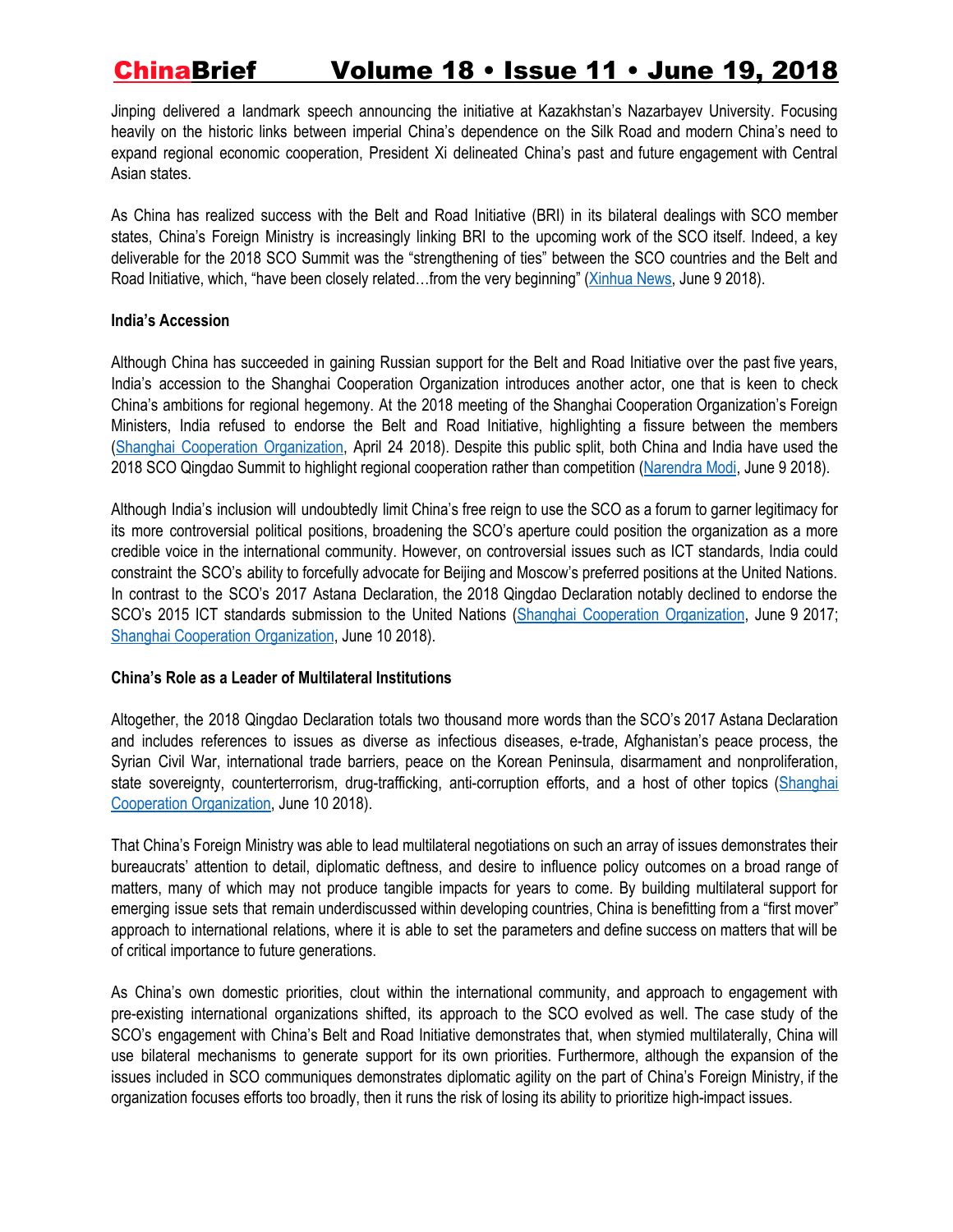Jinping delivered a landmark speech announcing the initiative at Kazakhstan's Nazarbayev University. Focusing heavily on the historic links between imperial China's dependence on the Silk Road and modern China's need to expand regional economic cooperation, President Xi delineated China's past and future engagement with Central Asian states.

As China has realized success with the Belt and Road Initiative (BRI) in its bilateral dealings with SCO member states, China's Foreign Ministry is increasingly linking BRI to the upcoming work of the SCO itself. Indeed, a key deliverable for the 2018 SCO Summit was the "strengthening of ties" between the SCO countries and the Belt and Road Initiative, which, "have been closely related…from the very beginning" (Xinhua News, June 9 2018).

**India's Accession**

Although China has succeeded in gaining Russian support for the Belt and Road Initiative over the past five years, India's accession to the Shanghai Cooperation Organization introduces another actor, one that is keen to check China's ambitions for regional hegemony. At the 2018 meeting of the Shanghai Cooperation Organization's Foreign Ministers, India refused to endorse the Belt and Road Initiative, highlighting a fissure between the members (Shanghai Cooperation Organization, April 24 2018). Despite this public split, both China and India have used the 2018 SCO Qingdao Summit to highlight regional cooperation rather than competition (Narendra Modi, June 9 2018).

Although India's inclusion will undoubtedly limit China's free reign to use the SCO as a forum to garner legitimacy for its more controversial political positions, broadening the SCO's aperture could position the organization as a more credible voice in the international community. However, on controversial issues such as ICT standards, India could constraint the SCO's ability to forcefully advocate for Beijing and Moscow's preferred positions at the United Nations. In contrast to the SCO's 2017 Astana Declaration, the 2018 Qingdao Declaration notably declined to endorse the SCO's 2015 ICT standards submission to the United Nations (Shanghai Cooperation Organization, June 9 2017; Shanghai Cooperation Organization, June 10 2018).

**China's Role as a Leader of Multilateral Institutions**

Altogether, the 2018 Qingdao Declaration totals two thousand more words than the SCO's 2017 Astana Declaration and includes references to issues as diverse as infectious diseases, e-trade, Afghanistan's peace process, the Syrian Civil War, international trade barriers, peace on the Korean Peninsula, disarmament and nonproliferation, state sovereignty, counterterrorism, drug-trafficking, anti-corruption efforts, and a host of other topics (Shanghai Cooperation Organization, June 10 2018).

That China's Foreign Ministry was able to lead multilateral negotiations on such an array of issues demonstrates their bureaucrats' attention to detail, diplomatic deftness, and desire to influence policy outcomes on a broad range of matters, many of which may not produce tangible impacts for years to come. By building multilateral support for emerging issue sets that remain underdiscussed within developing countries, China is benefitting from a "first mover" approach to international relations, where it is able to set the parameters and define success on matters that will be of critical importance to future generations.

As China's own domestic priorities, clout within the international community, and approach to engagement with pre-existing international organizations shifted, its approach to the SCO evolved as well. The case study of the SCO's engagement with China's Belt and Road Initiative demonstrates that, when stymied multilaterally, China will use bilateral mechanisms to generate support for its own priorities. Furthermore, although the expansion of the issues included in SCO communiques demonstrates diplomatic agility on the part of China's Foreign Ministry, if the organization focuses efforts too broadly, then it runs the risk of losing its ability to prioritize high-impact issues.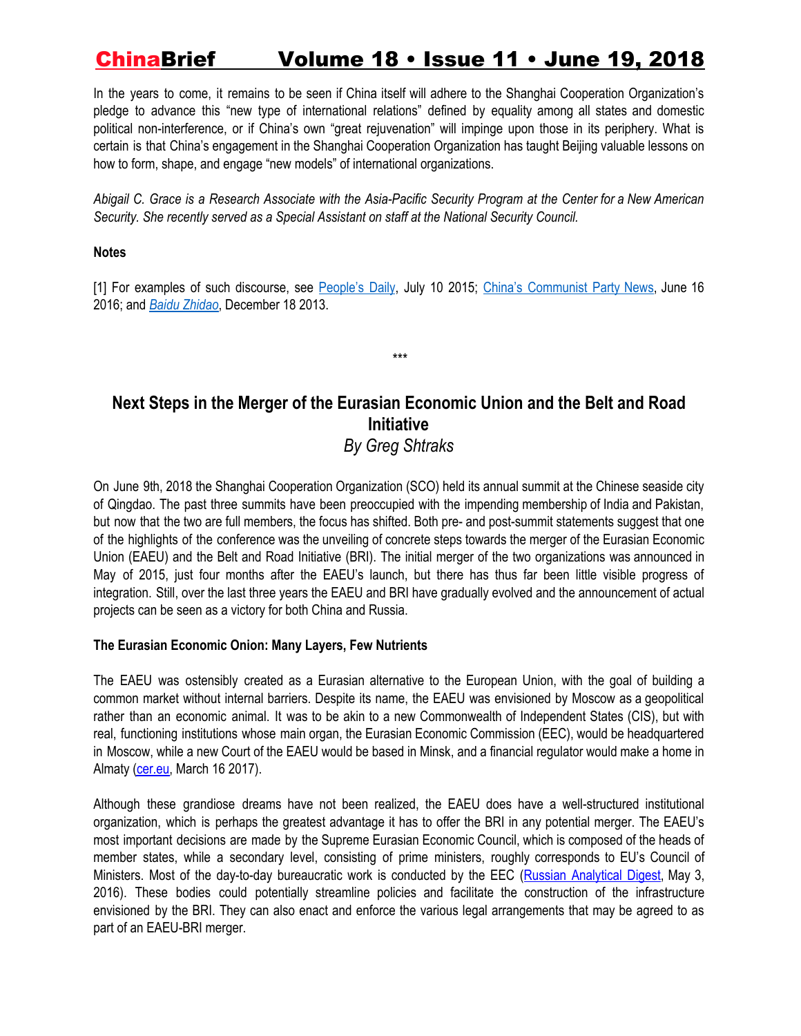In the years to come, it remains to be seen if China itself will adhere to the Shanghai Cooperation Organization's pledge to advance this "new type of international relations" defined by equality among all states and domestic political non-interference, or if China's own "great rejuvenation" will impinge upon those in its periphery. What is certain is that China's engagement in the Shanghai Cooperation Organization has taught Beijing valuable lessons on how to form, shape, and engage "new models" of international organizations.

*Abigail C. Grace is a Research Associate with the Asia-Pacific Security Program at the Center for a New American Security. She recently served as a Special Assistant on staff at the National Security Council.*

**Notes**

[1] For examples of such discourse, see People's Daily, July 10 2015; China's Communist Party News, June 16 2016; and *Baidu Zhidao*, December 18 2013.

***

## Next Steps in the Merger of the Eurasian Economic Union and the Belt and Road Initiative

*By Greg Shtraks*

On June 9th, 2018 the Shanghai Cooperation Organization (SCO) held its annual summit at the Chinese seaside city of Qingdao. The past three summits have been preoccupied with the impending membership of India and Pakistan, but now that the two are full members, the focus has shifted. Both pre- and post-summit statements suggest that one of the highlights of the conference was the unveiling of concrete steps towards the merger of the Eurasian Economic Union (EAEU) and the Belt and Road Initiative (BRI). The initial merger of the two organizations was announced in May of 2015, just four months after the EAEU's launch, but there has thus far been little visible progress of integration. Still, over the last three years the EAEU and BRI have gradually evolved and the announcement of actual projects can be seen as a victory for both China and Russia.

**The Eurasian Economic Onion: Many Layers, Few Nutrients**

The EAEU was ostensibly created as a Eurasian alternative to the European Union, with the goal of building a common market without internal barriers. Despite its name, the EAEU was envisioned by Moscow as a geopolitical rather than an economic animal. It was to be akin to a new Commonwealth of Independent States (CIS), but with real, functioning institutions whose main organ, the Eurasian Economic Commission (EEC), would be headquartered in Moscow, while a new Court of the EAEU would be based in Minsk, and a financial regulator would make a home in Almaty (cer.eu, March 16 2017).

Although these grandiose dreams have not been realized, the EAEU does have a well-structured institutional organization, which is perhaps the greatest advantage it has to offer the BRI in any potential merger. The EAEU's most important decisions are made by the Supreme Eurasian Economic Council, which is composed of the heads of member states, while a secondary level, consisting of prime ministers, roughly corresponds to EU's Council of Ministers. Most of the day-to-day bureaucratic work is conducted by the EEC (Russian Analytical Digest, May 3, 2016). These bodies could potentially streamline policies and facilitate the construction of the infrastructure envisioned by the BRI. They can also enact and enforce the various legal arrangements that may be agreed to as part of an EAEU-BRI merger.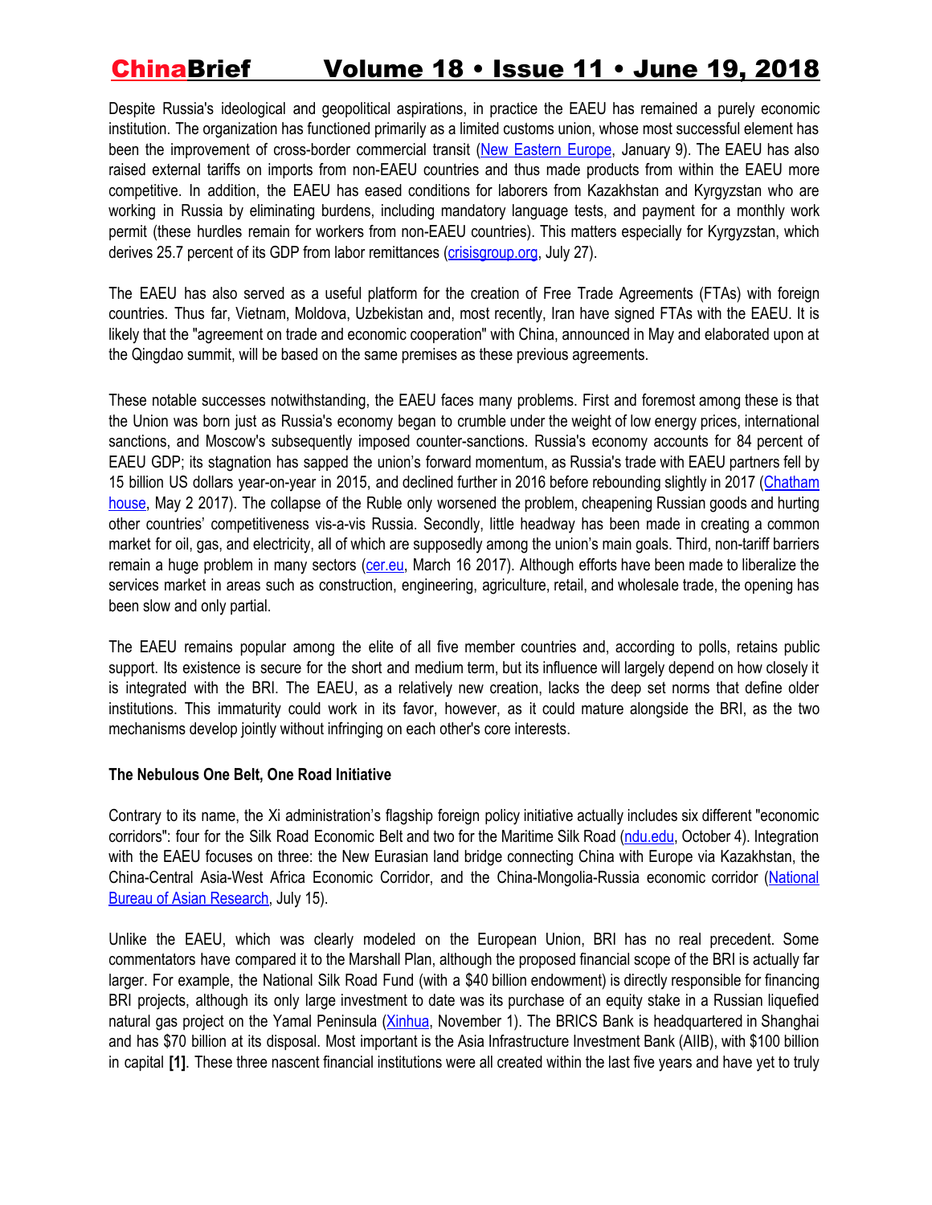Despite Russia's ideological and geopolitical aspirations, in practice the EAEU has remained a purely economic institution. The organization has functioned primarily as a limited customs union, whose most successful element has been the improvement of cross-border commercial transit (New Eastern Europe, January 9). The EAEU has also raised external tariffs on imports from non-EAEU countries and thus made products from within the EAEU more competitive. In addition, the EAEU has eased conditions for laborers from Kazakhstan and Kyrgyzstan who are working in Russia by eliminating burdens, including mandatory language tests, and payment for a monthly work permit (these hurdles remain for workers from non-EAEU countries). This matters especially for Kyrgyzstan, which derives 25.7 percent of its GDP from labor remittances (crisisgroup.org, July 27).

The EAEU has also served as a useful platform for the creation of Free Trade Agreements (FTAs) with foreign countries. Thus far, Vietnam, Moldova, Uzbekistan and, most recently, Iran have signed FTAs with the EAEU. It is likely that the "agreement on trade and economic cooperation" with China, announced in May and elaborated upon at the Qingdao summit, will be based on the same premises as these previous agreements.

These notable successes notwithstanding, the EAEU faces many problems. First and foremost among these is that the Union was born just as Russia's economy began to crumble under the weight of low energy prices, international sanctions, and Moscow's subsequently imposed counter-sanctions. Russia's economy accounts for 84 percent of EAEU GDP; its stagnation has sapped the union's forward momentum, as Russia's trade with EAEU partners fell by 15 billion US dollars year-on-year in 2015, and declined further in 2016 before rebounding slightly in 2017 (Chatham house, May 2 2017). The collapse of the Ruble only worsened the problem, cheapening Russian goods and hurting other countries' competitiveness vis-a-vis Russia. Secondly, little headway has been made in creating a common market for oil, gas, and electricity, all of which are supposedly among the union's main goals. Third, non-tariff barriers remain a huge problem in many sectors (cer.eu, March 16 2017). Although efforts have been made to liberalize the services market in areas such as construction, engineering, agriculture, retail, and wholesale trade, the opening has been slow and only partial.

The EAEU remains popular among the elite of all five member countries and, according to polls, retains public support. Its existence is secure for the short and medium term, but its influence will largely depend on how closely it is integrated with the BRI. The EAEU, as a relatively new creation, lacks the deep set norms that define older institutions. This immaturity could work in its favor, however, as it could mature alongside the BRI, as the two mechanisms develop jointly without infringing on each other's core interests.

**The Nebulous One Belt, One Road Initiative**

Contrary to its name, the Xi administration's flagship foreign policy initiative actually includes six different "economic corridors": four for the Silk Road Economic Belt and two for the Maritime Silk Road (ndu.edu, October 4). Integration with the EAEU focuses on three: the New Eurasian land bridge connecting China with Europe via Kazakhstan, the China-Central Asia-West Africa Economic Corridor, and the China-Mongolia-Russia economic corridor (National Bureau of Asian Research, July 15).

Unlike the EAEU, which was clearly modeled on the European Union, BRI has no real precedent. Some commentators have compared it to the Marshall Plan, although the proposed financial scope of the BRI is actually far larger. For example, the National Silk Road Fund (with a $40 billion endowment) is directly responsible for financing BRI projects, although its only large investment to date was its purchase of an equity stake in a Russian liquefied natural gas project on the Yamal Peninsula (Xinhua, November 1). The BRICS Bank is headquartered in Shanghai and has $70 billion at its disposal. Most important is the Asia Infrastructure Investment Bank (AIIB), with $100 billion in capital **[1]**. These three nascent financial institutions were all created within the last five years and have yet to truly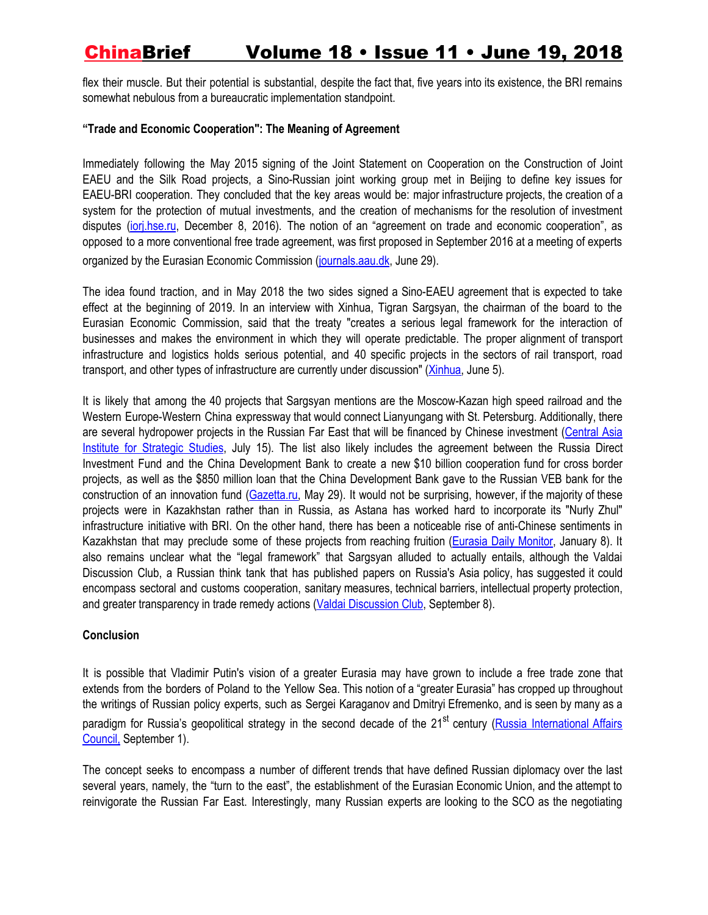flex their muscle. But their potential is substantial, despite the fact that, five years into its existence, the BRI remains somewhat nebulous from a bureaucratic implementation standpoint.

**"Trade and Economic Cooperation": The Meaning of Agreement**

Immediately following the May 2015 signing of the Joint Statement on Cooperation on the Construction of Joint EAEU and the Silk Road projects, a Sino-Russian joint working group met in Beijing to define key issues for EAEU-BRI cooperation. They concluded that the key areas would be: major infrastructure projects, the creation of a system for the protection of mutual investments, and the creation of mechanisms for the resolution of investment disputes (iorj.hse.ru, December 8, 2016). The notion of an "agreement on trade and economic cooperation", as opposed to a more conventional free trade agreement, was first proposed in September 2016 at a meeting of experts organized by the Eurasian Economic Commission (journals.aau.dk, June 29).

The idea found traction, and in May 2018 the two sides signed a Sino-EAEU agreement that is expected to take effect at the beginning of 2019. In an interview with Xinhua, Tigran Sargsyan, the chairman of the board to the Eurasian Economic Commission, said that the treaty "creates a serious legal framework for the interaction of businesses and makes the environment in which they will operate predictable. The proper alignment of transport infrastructure and logistics holds serious potential, and 40 specific projects in the sectors of rail transport, road transport, and other types of infrastructure are currently under discussion" (Xinhua, June 5).

It is likely that among the 40 projects that Sargsyan mentions are the Moscow-Kazan high speed railroad and the Western Europe-Western China expressway that would connect Lianyungang with St. Petersburg. Additionally, there are several hydropower projects in the Russian Far East that will be financed by Chinese investment (Central Asia Institute for Strategic Studies, July 15). The list also likely includes the agreement between the Russia Direct Investment Fund and the China Development Bank to create a new $10 billion cooperation fund for cross border projects, as well as the $850 million loan that the China Development Bank gave to the Russian VEB bank for the construction of an innovation fund (Gazetta.ru, May 29). It would not be surprising, however, if the majority of these projects were in Kazakhstan rather than in Russia, as Astana has worked hard to incorporate its "Nurly Zhul" infrastructure initiative with BRI. On the other hand, there has been a noticeable rise of anti-Chinese sentiments in Kazakhstan that may preclude some of these projects from reaching fruition (Eurasia Daily Monitor, January 8). It also remains unclear what the "legal framework" that Sargsyan alluded to actually entails, although the Valdai Discussion Club, a Russian think tank that has published papers on Russia's Asia policy, has suggested it could encompass sectoral and customs cooperation, sanitary measures, technical barriers, intellectual property protection, and greater transparency in trade remedy actions (Valdai Discussion Club, September 8).

**Conclusion**

It is possible that Vladimir Putin's vision of a greater Eurasia may have grown to include a free trade zone that extends from the borders of Poland to the Yellow Sea. This notion of a "greater Eurasia" has cropped up throughout the writings of Russian policy experts, such as Sergei Karaganov and Dmitryi Efremenko, and is seen by many as a paradigm for Russia's geopolitical strategy in the second decade of the 21st century (Russia International Affairs Council, September 1).

The concept seeks to encompass a number of different trends that have defined Russian diplomacy over the last several years, namely, the "turn to the east", the establishment of the Eurasian Economic Union, and the attempt to reinvigorate the Russian Far East. Interestingly, many Russian experts are looking to the SCO as the negotiating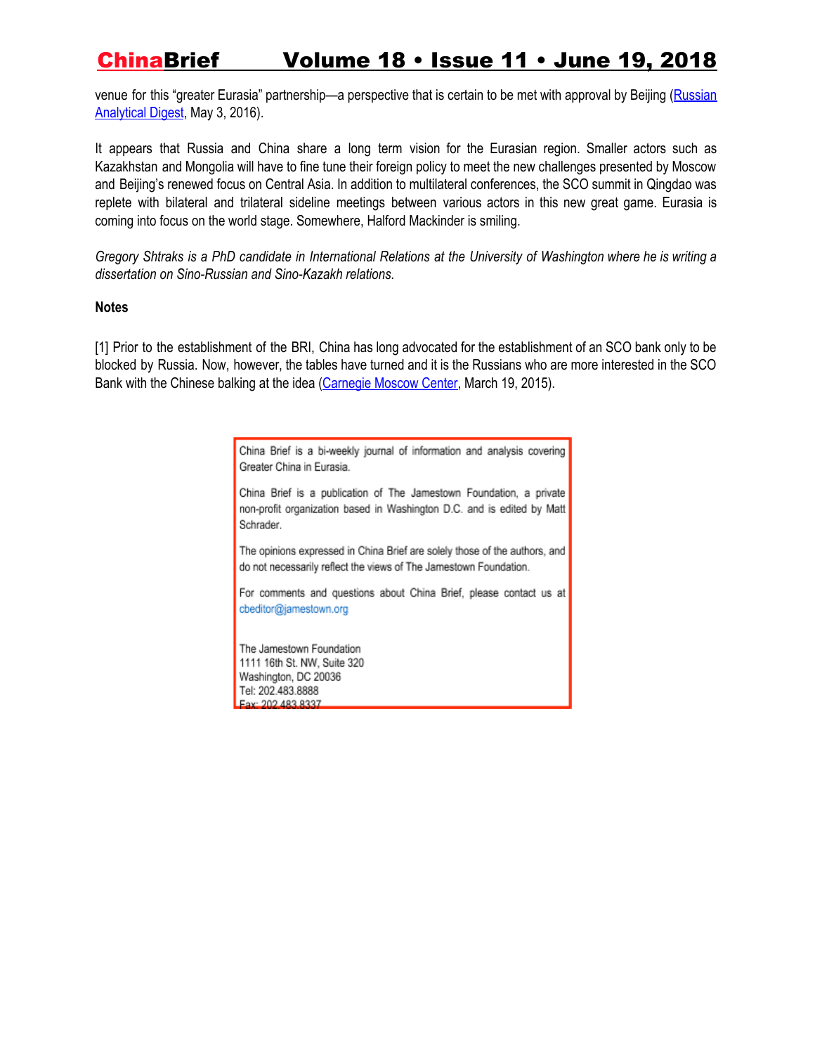venue for this "greater Eurasia" partnership—a perspective that is certain to be met with approval by Beijing (Russian Analytical Digest, May 3, 2016).

It appears that Russia and China share a long term vision for the Eurasian region. Smaller actors such as Kazakhstan and Mongolia will have to fine tune their foreign policy to meet the new challenges presented by Moscow and Beijing's renewed focus on Central Asia. In addition to multilateral conferences, the SCO summit in Qingdao was replete with bilateral and trilateral sideline meetings between various actors in this new great game. Eurasia is coming into focus on the world stage. Somewhere, Halford Mackinder is smiling.

*Gregory Shtraks is a PhD candidate in International Relations at the University of Washington where he is writing a dissertation on Sino-Russian and Sino-Kazakh relations.*

**Notes**

[1] Prior to the establishment of the BRI, China has long advocated for the establishment of an SCO bank only to be blocked by Russia. Now, however, the tables have turned and it is the Russians who are more interested in the SCO Bank with the Chinese balking at the idea (Carnegie Moscow Center, March 19, 2015).

China Brief is a bi-weekly journal of information and analysis covering Greater China in Eurasia.

China Brief is a publication of The Jamestown Foundation, a private non-profit organization based in Washington D.C. and is edited by Matt Schrader.

The opinions expressed in China Brief are solely those of the authors, and do not necessarily reflect the views of The Jamestown Foundation.

For comments and questions about China Brief, please contact us at cbeditor@jamestown.org

The Jamestown Foundation
1111 16th St. NW, Suite 320
Washington, DC 20036
Tel: 202.483.8888
Fax: 202.483.8337